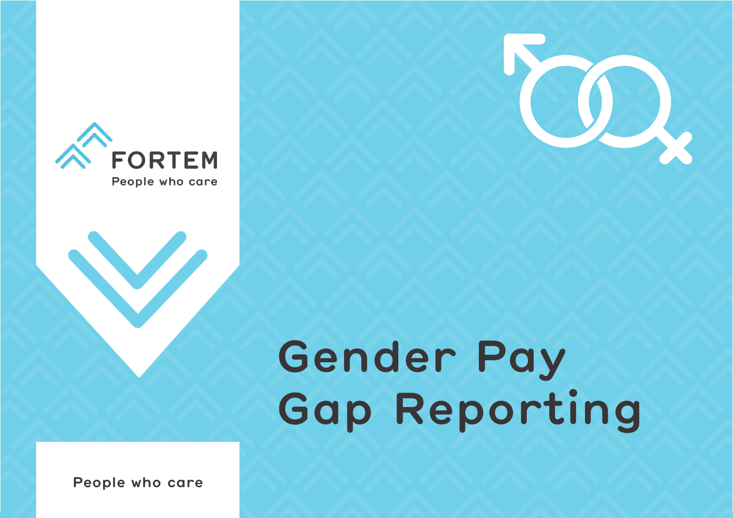FORTEM

People who care

# Gender Pay Gap Reporting

People who care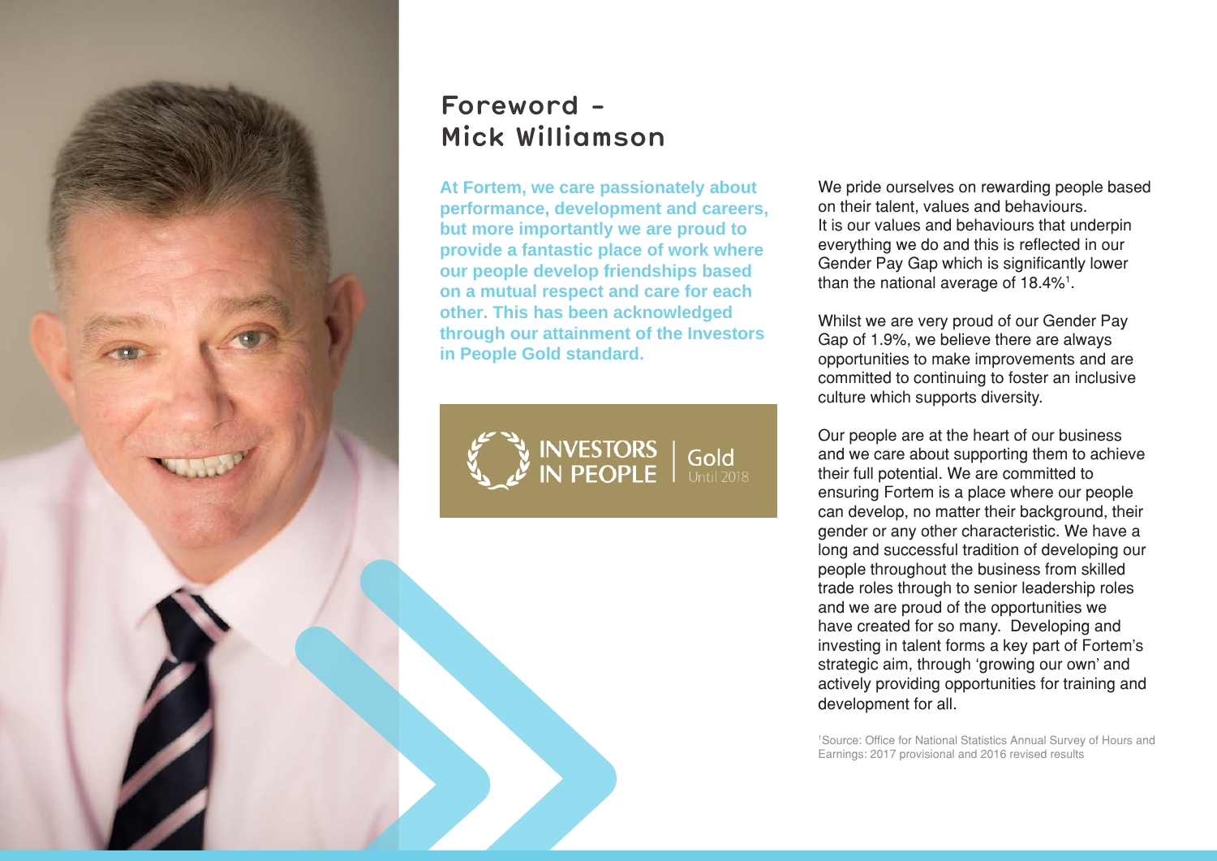# Foreword - Mick Williamson

**At Fortem, we care passionately about performance, development and careers, but more importantly we are proud to provide a fantastic place of work where our people develop friendships based on a mutual respect and care for each other. This has been acknowledged through our attainment of the Investors in People Gold standard.**

INVESTORS IN PEOPLE | Gold Until 2018

We pride ourselves on rewarding people based on their talent, values and behaviours. It is our values and behaviours that underpin everything we do and this is reflected in our Gender Pay Gap which is significantly lower than the national average of 18.4%[1].

Whilst we are very proud of our Gender Pay Gap of 1.9%, we believe there are always opportunities to make improvements and are committed to continuing to foster an inclusive culture which supports diversity.

Our people are at the heart of our business and we care about supporting them to achieve their full potential. We are committed to ensuring Fortem is a place where our people can develop, no matter their background, their gender or any other characteristic. We have a long and successful tradition of developing our people throughout the business from skilled trade roles through to senior leadership roles and we are proud of the opportunities we have created for so many. Developing and investing in talent forms a key part of Fortem's strategic aim, through 'growing our own' and actively providing opportunities for training and development for all.

[1]Source: Office for National Statistics Annual Survey of Hours and Earnings: 2017 provisional and 2016 revised results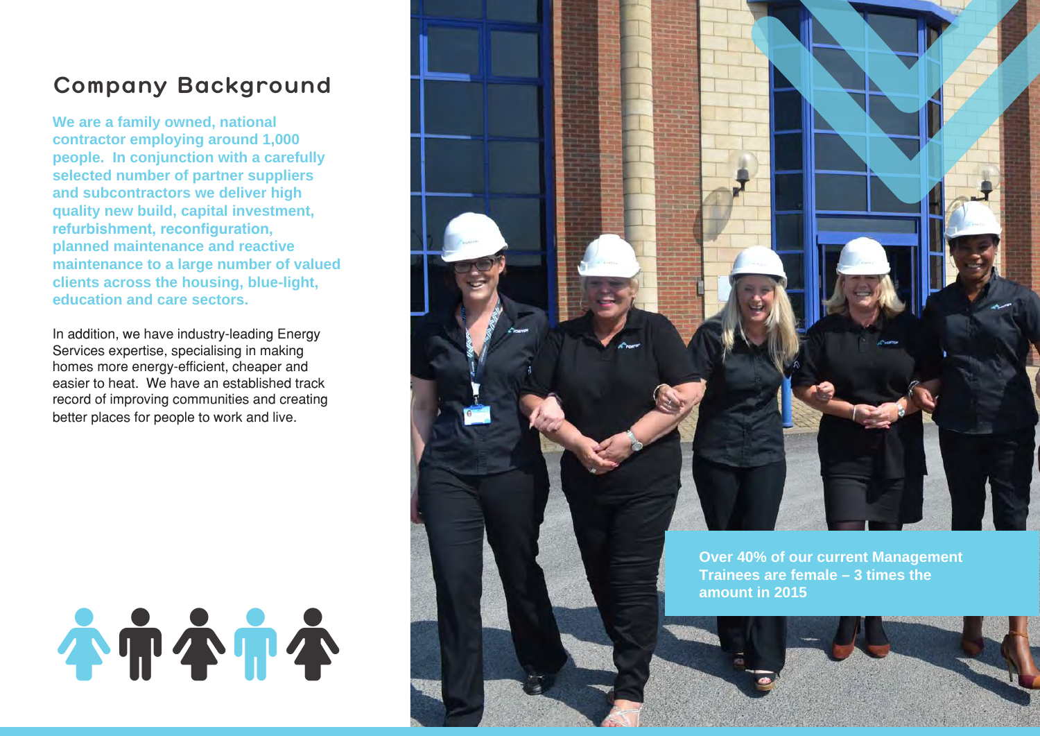# Company Background

**We are a family owned, national contractor employing around 1,000 people. In conjunction with a carefully selected number of partner suppliers and subcontractors we deliver high quality new build, capital investment, refurbishment, reconfiguration, planned maintenance and reactive maintenance to a large number of valued clients across the housing, blue-light, education and care sectors.**

In addition, we have industry-leading Energy Services expertise, specialising in making homes more energy-efficient, cheaper and easier to heat. We have an established track record of improving communities and creating better places for people to work and live.

**Over 40% of our current Management Trainees are female – 3 times the amount in 2015**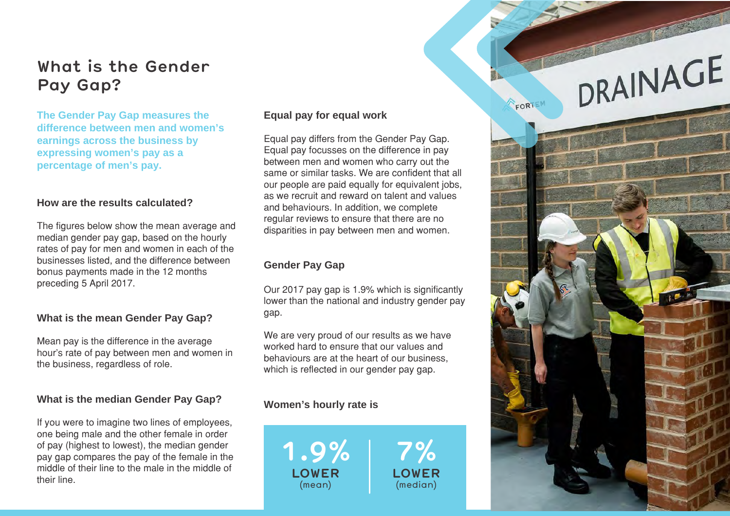# What is the Gender Pay Gap?

**The Gender Pay Gap measures the difference between men and women's earnings across the business by expressing women's pay as a percentage of men's pay.**

### How are the results calculated?

The figures below show the mean average and median gender pay gap, based on the hourly rates of pay for men and women in each of the businesses listed, and the difference between bonus payments made in the 12 months preceding 5 April 2017.

### What is the mean Gender Pay Gap?

Mean pay is the difference in the average hour's rate of pay between men and women in the business, regardless of role.

### What is the median Gender Pay Gap?

If you were to imagine two lines of employees, one being male and the other female in order of pay (highest to lowest), the median gender pay gap compares the pay of the female in the middle of their line to the male in the middle of their line.

### Equal pay for equal work

Equal pay differs from the Gender Pay Gap. Equal pay focusses on the difference in pay between men and women who carry out the same or similar tasks. We are confident that all our people are paid equally for equivalent jobs, as we recruit and reward on talent and values and behaviours. In addition, we complete regular reviews to ensure that there are no disparities in pay between men and women.

### Gender Pay Gap

Our 2017 pay gap is 1.9% which is significantly lower than the national and industry gender pay gap.

We are very proud of our results as we have worked hard to ensure that our values and behaviours are at the heart of our business, which is reflected in our gender pay gap.

### Women's hourly rate is

**1.9%** LOWER (mean)

**7%** LOWER (median)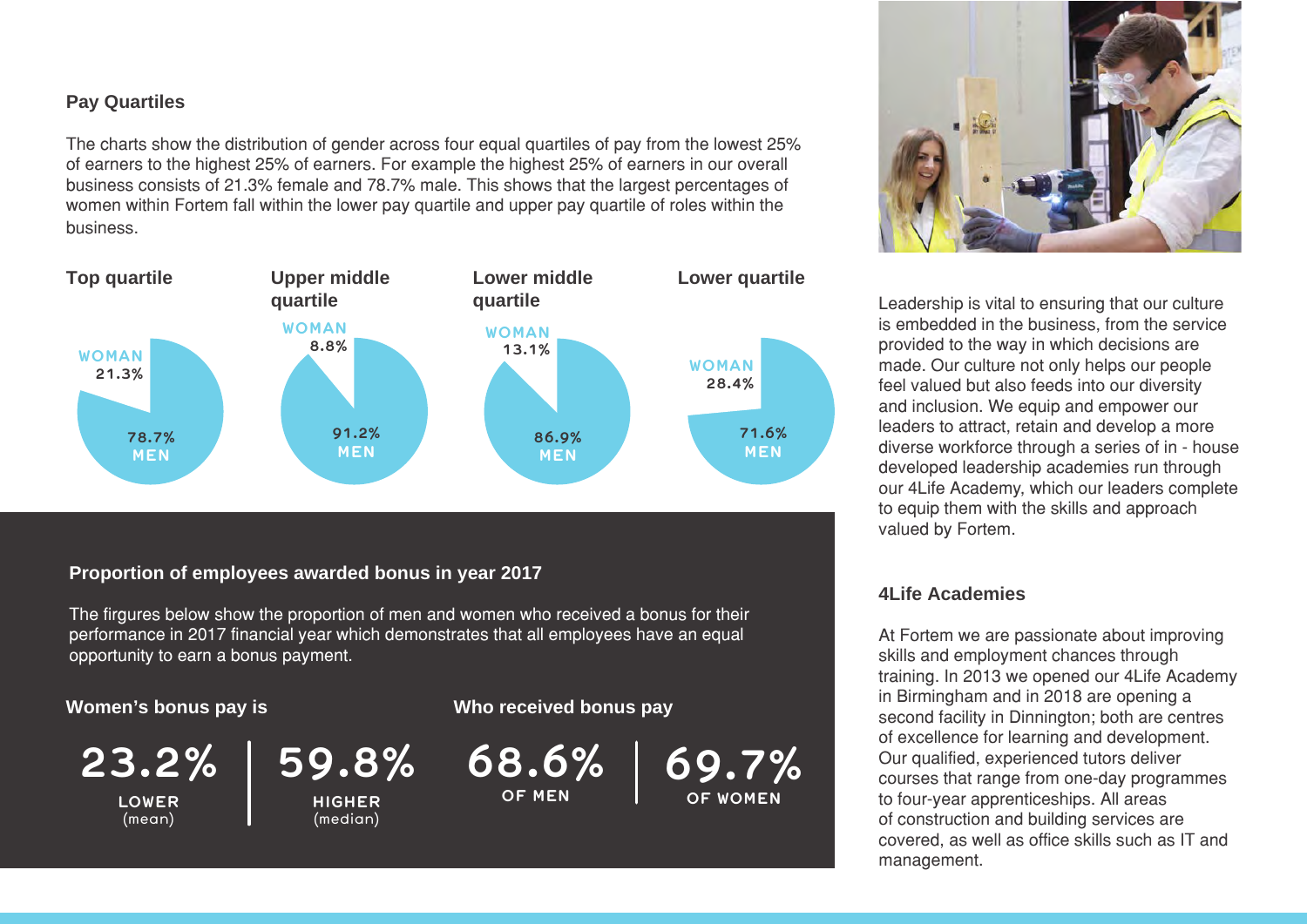## Pay Quartiles

The charts show the distribution of gender across four equal quartiles of pay from the lowest 25% of earners to the highest 25% of earners. For example the highest 25% of earners in our overall business consists of 21.3% female and 78.7% male. This shows that the largest percentages of women within Fortem fall within the lower pay quartile and upper pay quartile of roles within the business.

| | Top quartile | Upper middle quartile | Lower middle quartile | Lower quartile |
|---|---|---|---|---|
| WOMAN | 21.3% | 8.8% | 13.1% | 28.4% |
| MEN | 78.7% | 91.2% | 86.9% | 71.6% |

## Proportion of employees awarded bonus in year 2017

The firgures below show the proportion of men and women who received a bonus for their performance in 2017 financial year which demonstrates that all employees have an equal opportunity to earn a bonus payment.

**Women's bonus pay is**

- **23.2%** LOWER (mean)
- **59.8%** HIGHER (median)

**Who received bonus pay**

- **68.6%** OF MEN
- **69.7%** OF WOMEN

Leadership is vital to ensuring that our culture is embedded in the business, from the service provided to the way in which decisions are made. Our culture not only helps our people feel valued but also feeds into our diversity and inclusion. We equip and empower our leaders to attract, retain and develop a more diverse workforce through a series of in - house developed leadership academies run through our 4Life Academy, which our leaders complete to equip them with the skills and approach valued by Fortem.

## 4Life Academies

At Fortem we are passionate about improving skills and employment chances through training. In 2013 we opened our 4Life Academy in Birmingham and in 2018 are opening a second facility in Dinnington; both are centres of excellence for learning and development. Our qualified, experienced tutors deliver courses that range from one-day programmes to four-year apprenticeships. All areas of construction and building services are covered, as well as office skills such as IT and management.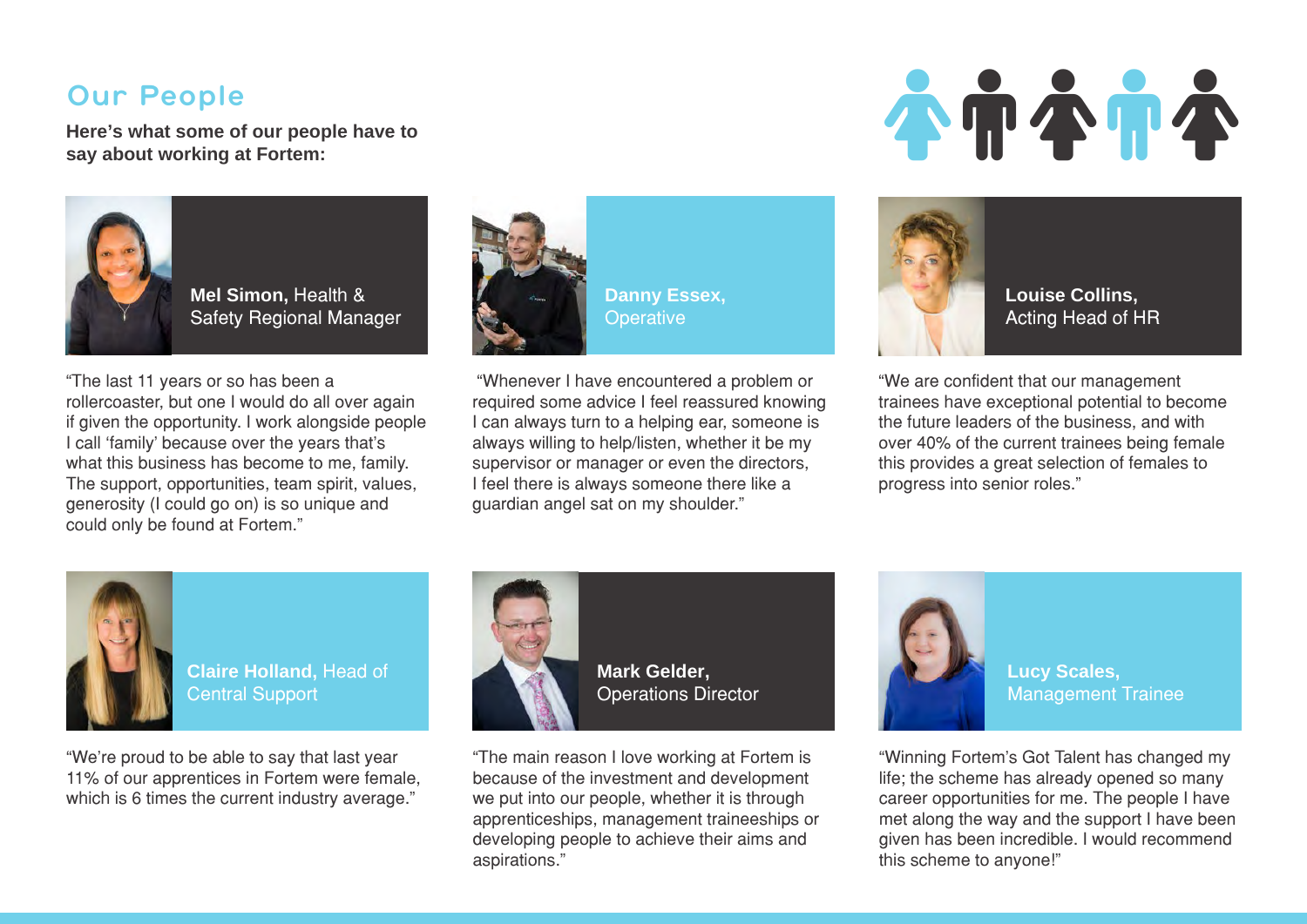# Our People

**Here's what some of our people have to say about working at Fortem:**

**Mel Simon,** Health & Safety Regional Manager

"The last 11 years or so has been a rollercoaster, but one I would do all over again if given the opportunity. I work alongside people I call 'family' because over the years that's what this business has become to me, family. The support, opportunities, team spirit, values, generosity (I could go on) is so unique and could only be found at Fortem."

**Danny Essex,** Operative

"Whenever I have encountered a problem or required some advice I feel reassured knowing I can always turn to a helping ear, someone is always willing to help/listen, whether it be my supervisor or manager or even the directors, I feel there is always someone there like a guardian angel sat on my shoulder."

**Louise Collins,** Acting Head of HR

"We are confident that our management trainees have exceptional potential to become the future leaders of the business, and with over 40% of the current trainees being female this provides a great selection of females to progress into senior roles."

**Claire Holland,** Head of Central Support

"We're proud to be able to say that last year 11% of our apprentices in Fortem were female, which is 6 times the current industry average."

**Mark Gelder,** Operations Director

"The main reason I love working at Fortem is because of the investment and development we put into our people, whether it is through apprenticeships, management traineeships or developing people to achieve their aims and aspirations."

**Lucy Scales,** Management Trainee

"Winning Fortem's Got Talent has changed my life; the scheme has already opened so many career opportunities for me. The people I have met along the way and the support I have been given has been incredible. I would recommend this scheme to anyone!"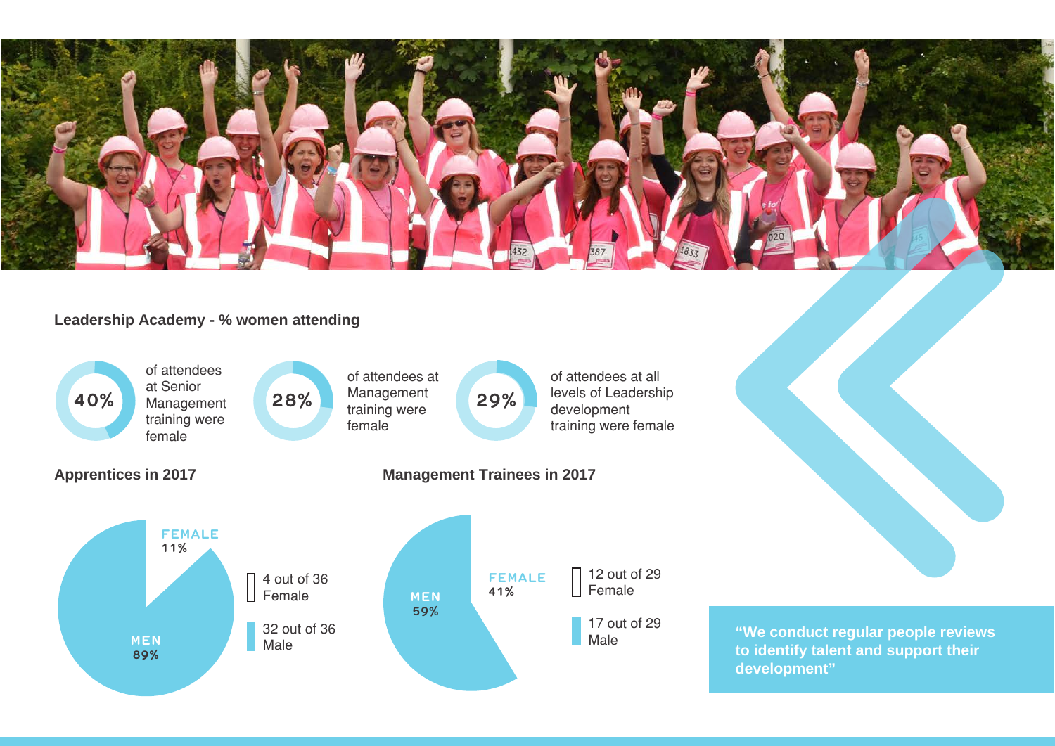## Leadership Academy - % women attending

**40%** of attendees at Senior Management training were female

**28%** of attendees at Management training were female

**29%** of attendees at all levels of Leadership development training were female

## Apprentices in 2017

FEMALE 11%

MEN 89%

- 4 out of 36 Female
- 32 out of 36 Male

## Management Trainees in 2017

FEMALE 41%

MEN 59%

- 12 out of 29 Female
- 17 out of 29 Male

**"We conduct regular people reviews to identify talent and support their development"**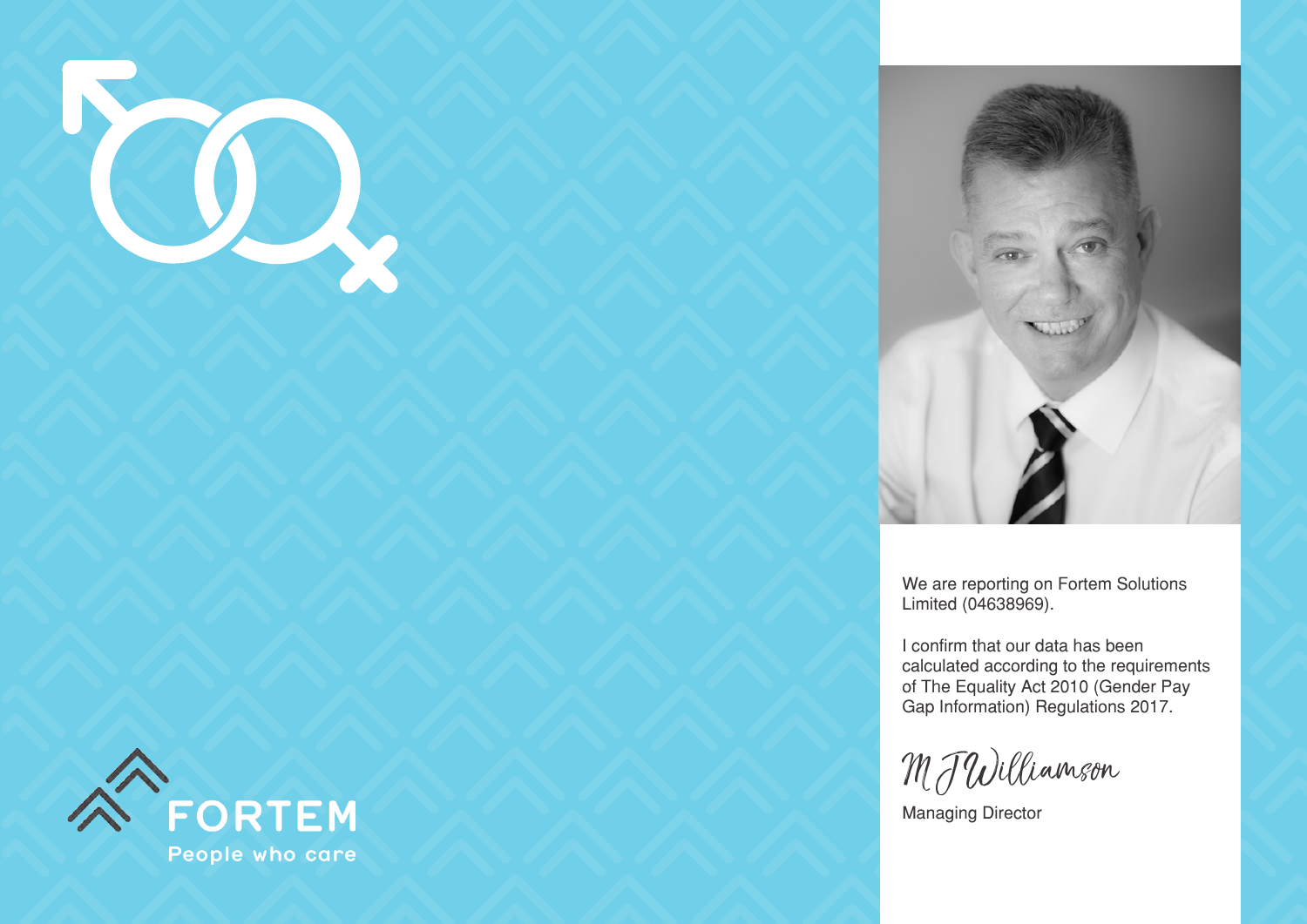We are reporting on Fortem Solutions Limited (04638969).

I confirm that our data has been calculated according to the requirements of The Equality Act 2010 (Gender Pay Gap Information) Regulations 2017.

M J Williamson

Managing Director

FORTEM

People who care